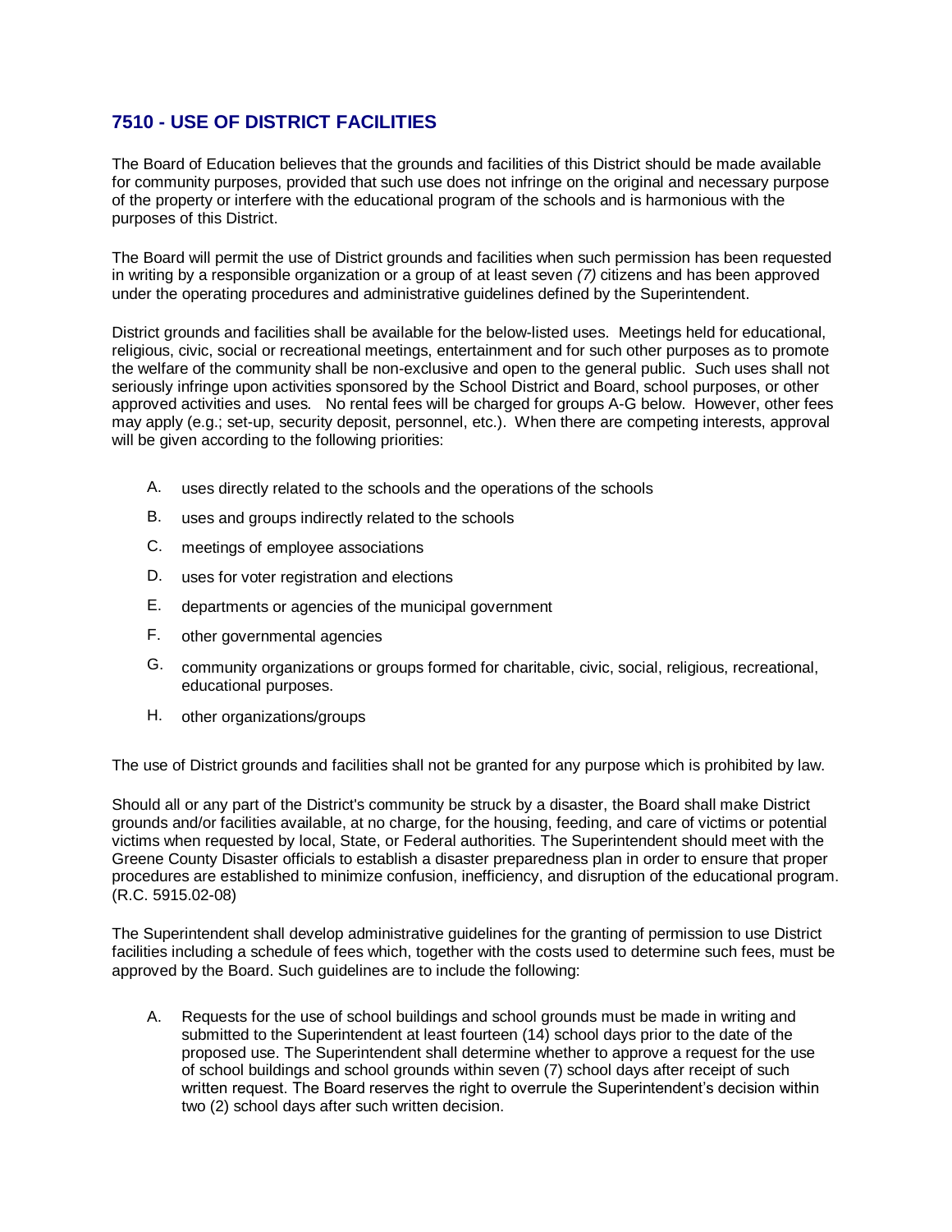## 7510 - USE OF DISTRICT FACILITIES

The Board of Education believes that the grounds and facilities of this District should be made available for community purposes, provided that such use does not infringe on the original and necessary purpose of the property or interfere with the educational program of the schools and is harmonious with the purposes of this District.

The Board will permit the use of District grounds and facilities when such permission has been requested in writing by a responsible organization or a group of at least seven *(7)* citizens and has been approved under the operating procedures and administrative guidelines defined by the Superintendent.

District grounds and facilities shall be available for the below-listed uses. Meetings held for educational, religious, civic, social or recreational meetings, entertainment and for such other purposes as to promote the welfare of the community shall be non-exclusive and open to the general public. *S*uch uses shall not seriously infringe upon activities sponsored by the School District and Board, school purposes, or other approved activities and uses. No rental fees will be charged for groups A-G below. However, other fees may apply (e.g.; set-up, security deposit, personnel, etc.). When there are competing interests, approval will be given according to the following priorities:

A. uses directly related to the schools and the operations of the schools

B. uses and groups indirectly related to the schools

C. meetings of employee associations

D. uses for voter registration and elections

E. departments or agencies of the municipal government

F. other governmental agencies

G. community organizations or groups formed for charitable, civic, social, religious, recreational, educational purposes.

H. other organizations/groups

The use of District grounds and facilities shall not be granted for any purpose which is prohibited by law.

Should all or any part of the District's community be struck by a disaster, the Board shall make District grounds and/or facilities available, at no charge, for the housing, feeding, and care of victims or potential victims when requested by local, State, or Federal authorities. The Superintendent should meet with the Greene County Disaster officials to establish a disaster preparedness plan in order to ensure that proper procedures are established to minimize confusion, inefficiency, and disruption of the educational program. (R.C. 5915.02-08)

The Superintendent shall develop administrative guidelines for the granting of permission to use District facilities including a schedule of fees which, together with the costs used to determine such fees, must be approved by the Board. Such guidelines are to include the following:

A. Requests for the use of school buildings and school grounds must be made in writing and submitted to the Superintendent at least fourteen (14) school days prior to the date of the proposed use. The Superintendent shall determine whether to approve a request for the use of school buildings and school grounds within seven (7) school days after receipt of such written request. The Board reserves the right to overrule the Superintendent's decision within two (2) school days after such written decision.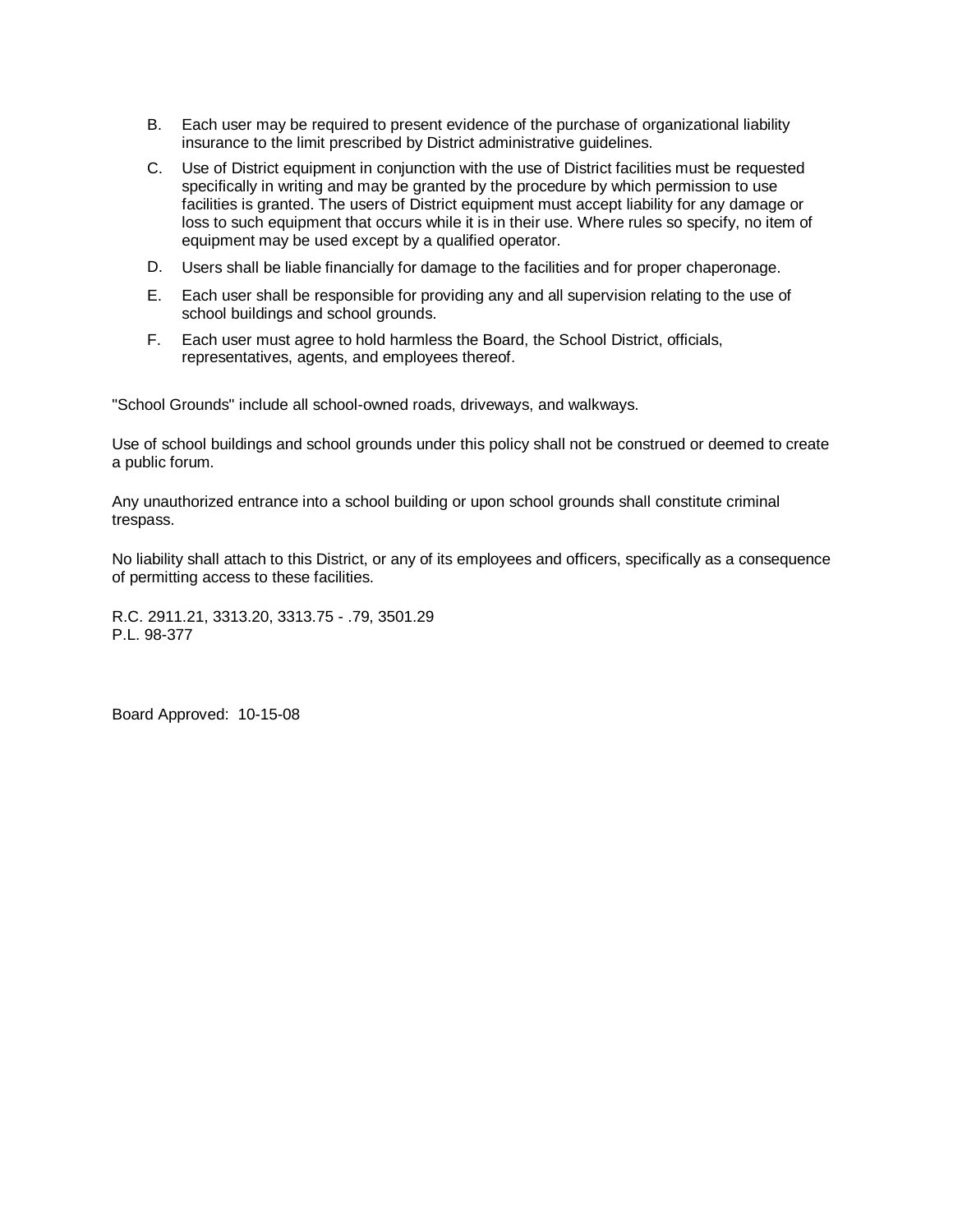B. Each user may be required to present evidence of the purchase of organizational liability insurance to the limit prescribed by District administrative guidelines.

C. Use of District equipment in conjunction with the use of District facilities must be requested specifically in writing and may be granted by the procedure by which permission to use facilities is granted. The users of District equipment must accept liability for any damage or loss to such equipment that occurs while it is in their use. Where rules so specify, no item of equipment may be used except by a qualified operator.

D. Users shall be liable financially for damage to the facilities and for proper chaperonage.

E. Each user shall be responsible for providing any and all supervision relating to the use of school buildings and school grounds.

F. Each user must agree to hold harmless the Board, the School District, officials, representatives, agents, and employees thereof.

"School Grounds" include all school-owned roads, driveways, and walkways.

Use of school buildings and school grounds under this policy shall not be construed or deemed to create a public forum.

Any unauthorized entrance into a school building or upon school grounds shall constitute criminal trespass.

No liability shall attach to this District, or any of its employees and officers, specifically as a consequence of permitting access to these facilities.

R.C. 2911.21, 3313.20, 3313.75 - .79, 3501.29
P.L. 98-377

Board Approved: 10-15-08